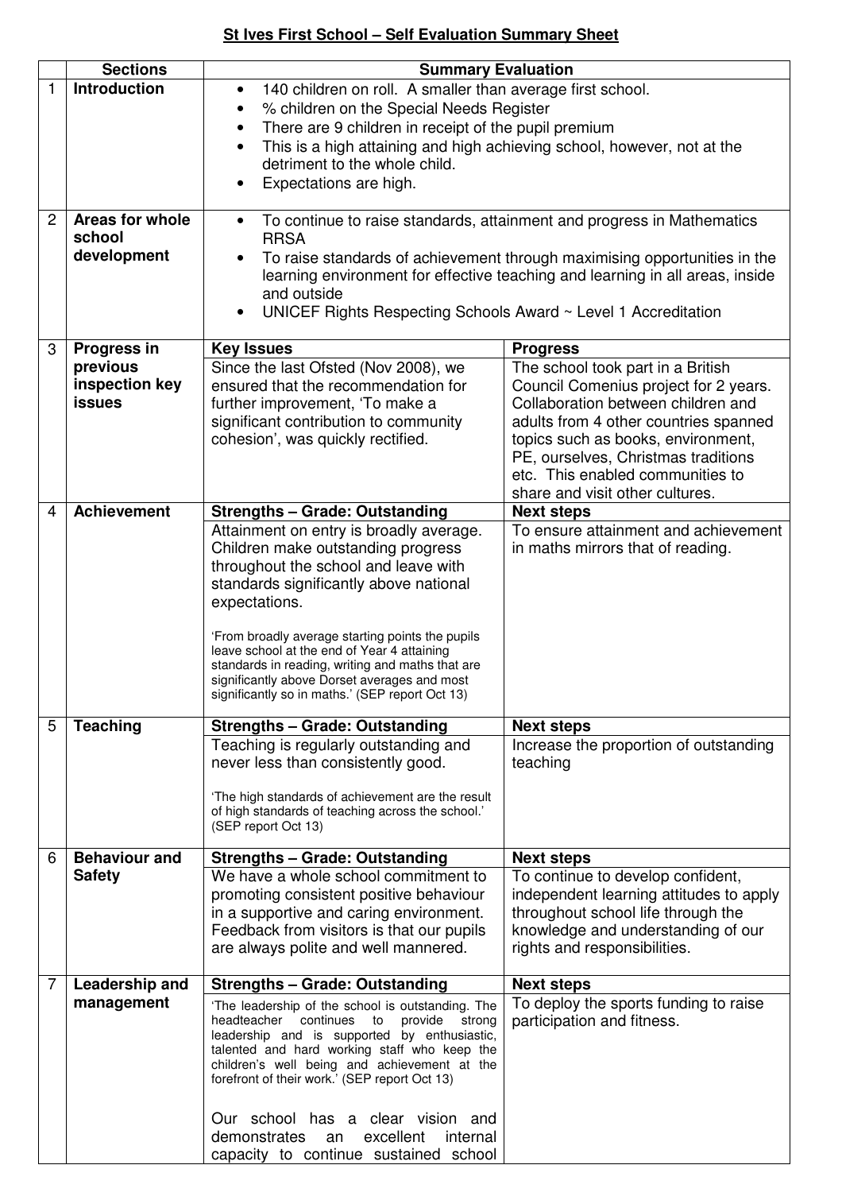# St Ives First School – Self Evaluation Summary Sheet

| | Sections | Summary Evaluation | |
|---|---|---|---|
| 1 | **Introduction** | • 140 children on roll. A smaller than average first school.<br>• % children on the Special Needs Register<br>• There are 9 children in receipt of the pupil premium<br>• This is a high attaining and high achieving school, however, not at the detriment to the whole child.<br>• Expectations are high. | |
| 2 | **Areas for whole school development** | • To continue to raise standards, attainment and progress in Mathematics RRSA<br>• To raise standards of achievement through maximising opportunities in the learning environment for effective teaching and learning in all areas, inside and outside<br>• UNICEF Rights Respecting Schools Award ~ Level 1 Accreditation | |
| 3 | **Progress in previous inspection key issues** | **Key Issues** | **Progress** |
| | | Since the last Ofsted (Nov 2008), we ensured that the recommendation for further improvement, 'To make a significant contribution to community cohesion', was quickly rectified. | The school took part in a British Council Comenius project for 2 years. Collaboration between children and adults from 4 other countries spanned topics such as books, environment, PE, ourselves, Christmas traditions etc. This enabled communities to share and visit other cultures. |
| 4 | **Achievement** | **Strengths – Grade: Outstanding** | **Next steps** |
| | | Attainment on entry is broadly average. Children make outstanding progress throughout the school and leave with standards significantly above national expectations.<br><br>'From broadly average starting points the pupils leave school at the end of Year 4 attaining standards in reading, writing and maths that are significantly above Dorset averages and most significantly so in maths.' (SEP report Oct 13) | To ensure attainment and achievement in maths mirrors that of reading. |
| 5 | **Teaching** | **Strengths – Grade: Outstanding** | **Next steps** |
| | | Teaching is regularly outstanding and never less than consistently good.<br><br>'The high standards of achievement are the result of high standards of teaching across the school.' (SEP report Oct 13) | Increase the proportion of outstanding teaching |
| 6 | **Behaviour and Safety** | **Strengths – Grade: Outstanding** | **Next steps** |
| | | We have a whole school commitment to promoting consistent positive behaviour in a supportive and caring environment. Feedback from visitors is that our pupils are always polite and well mannered. | To continue to develop confident, independent learning attitudes to apply throughout school life through the knowledge and understanding of our rights and responsibilities. |
| 7 | **Leadership and management** | **Strengths – Grade: Outstanding** | **Next steps** |
| | | 'The leadership of the school is outstanding. The headteacher continues to provide strong leadership and is supported by enthusiastic, talented and hard working staff who keep the children's well being and achievement at the forefront of their work.' (SEP report Oct 13)<br><br>Our school has a clear vision and demonstrates an excellent internal capacity to continue sustained school | To deploy the sports funding to raise participation and fitness. |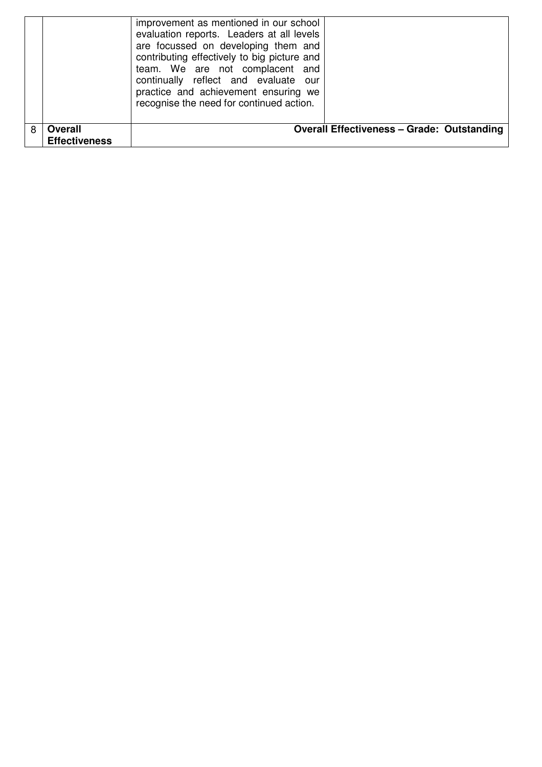| | | | |
|---|---|---|---|
| | | improvement as mentioned in our school evaluation reports. Leaders at all levels are focussed on developing them and contributing effectively to big picture and team. We are not complacent and continually reflect and evaluate our practice and achievement ensuring we recognise the need for continued action. | |
| 8 | **Overall Effectiveness** | **Overall Effectiveness – Grade: Outstanding** | |